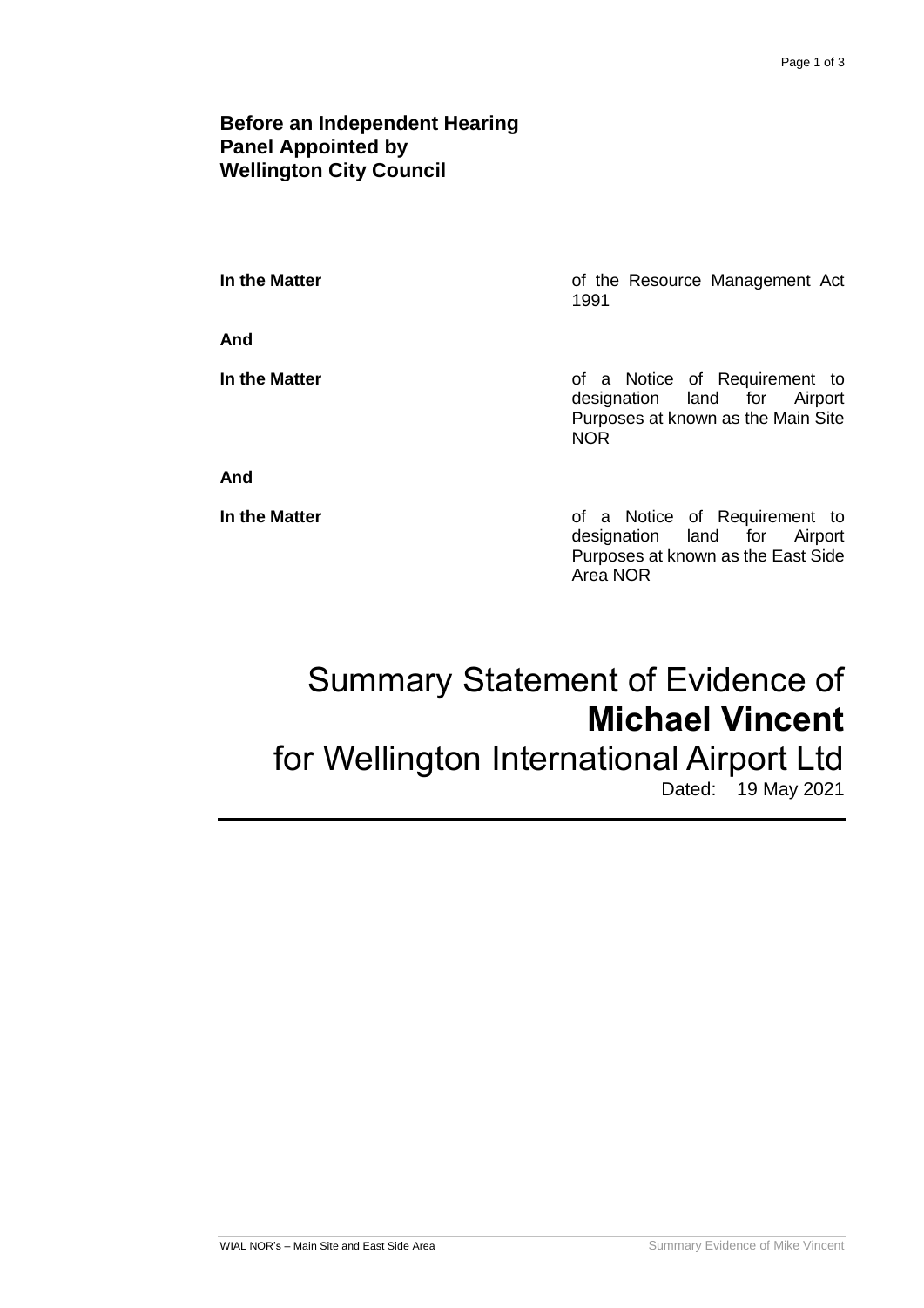**Before an Independent Hearing Panel Appointed by Wellington City Council**

| | |
|---|---|
| **In the Matter** | of the Resource Management Act 1991 |
| **And** | |
| **In the Matter** | of a Notice of Requirement to designation land for Airport Purposes at known as the Main Site NOR |
| **And** | |
| **In the Matter** | of a Notice of Requirement to designation land for Airport Purposes at known as the East Side Area NOR |

# Summary Statement of Evidence of **Michael Vincent** for Wellington International Airport Ltd

Dated: 19 May 2021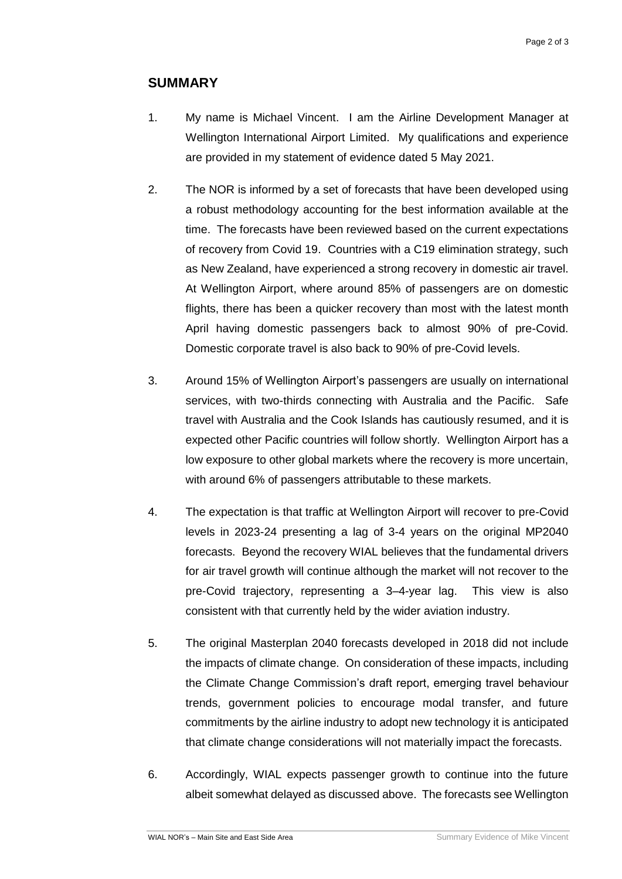## SUMMARY

1. My name is Michael Vincent. I am the Airline Development Manager at Wellington International Airport Limited. My qualifications and experience are provided in my statement of evidence dated 5 May 2021.

2. The NOR is informed by a set of forecasts that have been developed using a robust methodology accounting for the best information available at the time. The forecasts have been reviewed based on the current expectations of recovery from Covid 19. Countries with a C19 elimination strategy, such as New Zealand, have experienced a strong recovery in domestic air travel. At Wellington Airport, where around 85% of passengers are on domestic flights, there has been a quicker recovery than most with the latest month April having domestic passengers back to almost 90% of pre-Covid. Domestic corporate travel is also back to 90% of pre-Covid levels.

3. Around 15% of Wellington Airport's passengers are usually on international services, with two-thirds connecting with Australia and the Pacific. Safe travel with Australia and the Cook Islands has cautiously resumed, and it is expected other Pacific countries will follow shortly. Wellington Airport has a low exposure to other global markets where the recovery is more uncertain, with around 6% of passengers attributable to these markets.

4. The expectation is that traffic at Wellington Airport will recover to pre-Covid levels in 2023-24 presenting a lag of 3-4 years on the original MP2040 forecasts. Beyond the recovery WIAL believes that the fundamental drivers for air travel growth will continue although the market will not recover to the pre-Covid trajectory, representing a 3–4-year lag. This view is also consistent with that currently held by the wider aviation industry.

5. The original Masterplan 2040 forecasts developed in 2018 did not include the impacts of climate change. On consideration of these impacts, including the Climate Change Commission's draft report, emerging travel behaviour trends, government policies to encourage modal transfer, and future commitments by the airline industry to adopt new technology it is anticipated that climate change considerations will not materially impact the forecasts.

6. Accordingly, WIAL expects passenger growth to continue into the future albeit somewhat delayed as discussed above. The forecasts see Wellington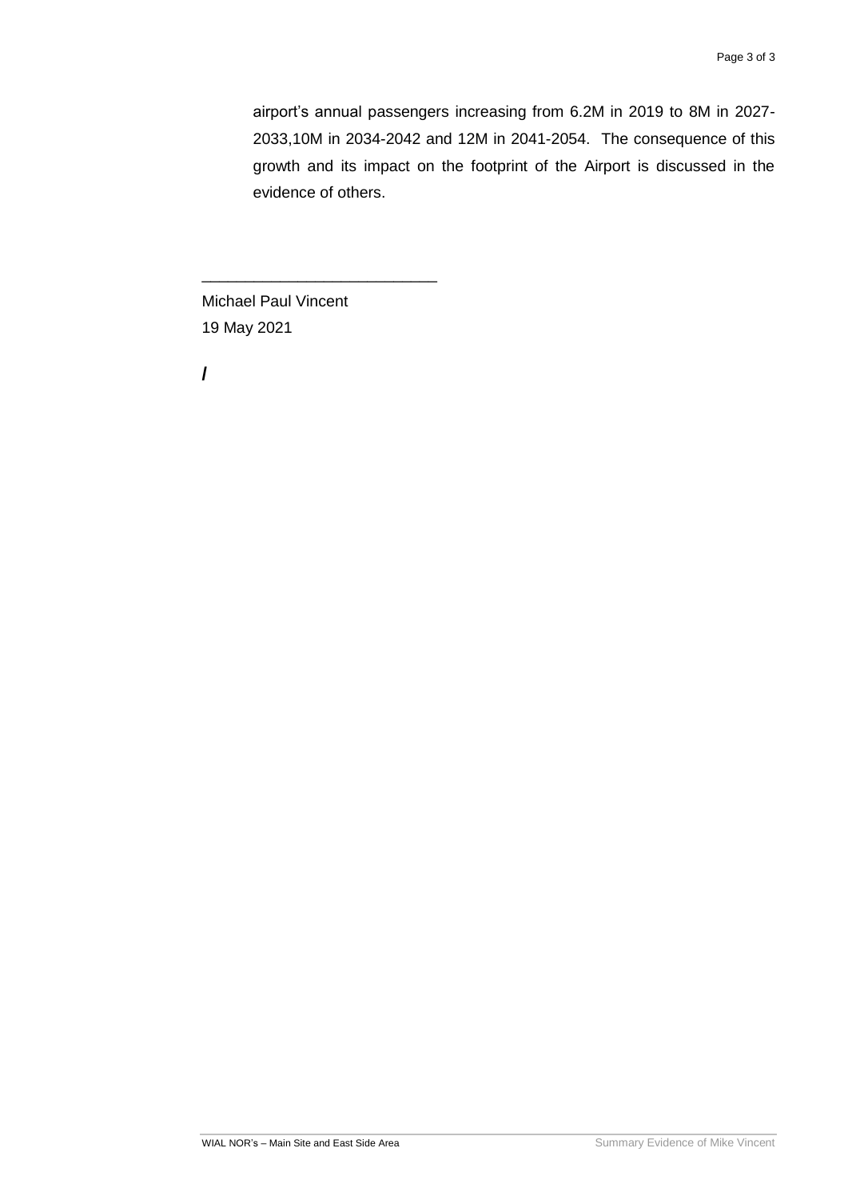airport's annual passengers increasing from 6.2M in 2019 to 8M in 2027-2033,10M in 2034-2042 and 12M in 2041-2054. The consequence of this growth and its impact on the footprint of the Airport is discussed in the evidence of others.

\_\_\_\_\_\_\_\_\_\_\_\_\_\_\_\_\_\_\_\_\_\_\_\_\_\_\_

Michael Paul Vincent
19 May 2021

/